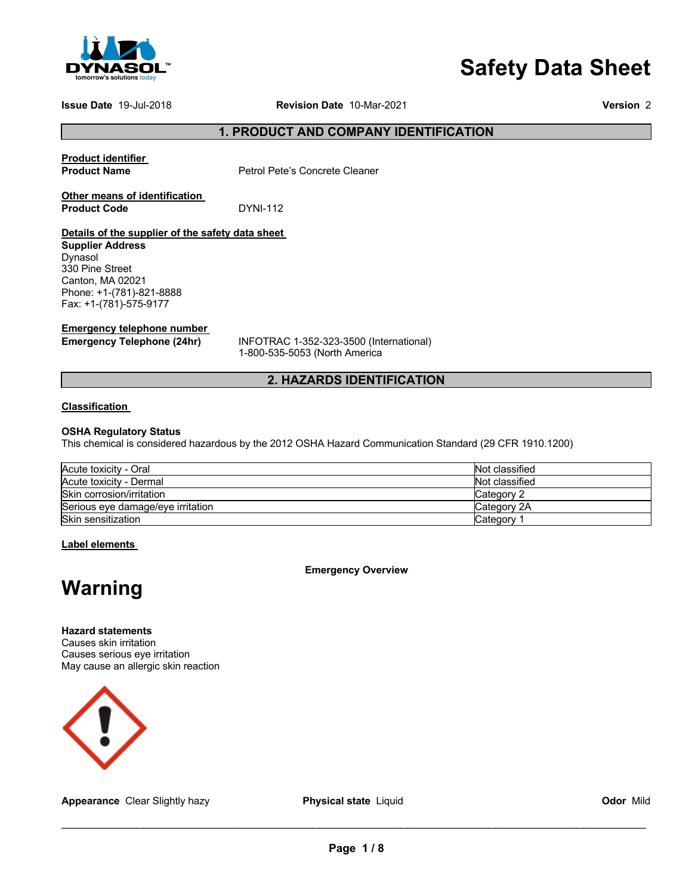DYNASOL™ tomorrow's solutions today

# Safety Data Sheet

**Issue Date** 19-Jul-2018 **Revision Date** 10-Mar-2021 **Version** 2

## 1. PRODUCT AND COMPANY IDENTIFICATION

**Product identifier**

**Product Name** Petrol Pete's Concrete Cleaner

**Other means of identification**

**Product Code** DYNI-112

**Details of the supplier of the safety data sheet**

**Supplier Address**
Dynasol
330 Pine Street
Canton, MA 02021
Phone: +1-(781)-821-8888
Fax: +1-(781)-575-9177

**Emergency telephone number**

**Emergency Telephone (24hr)** INFOTRAC 1-352-323-3500 (International)
1-800-535-5053 (North America

## 2. HAZARDS IDENTIFICATION

**Classification**

**OSHA Regulatory Status**
This chemical is considered hazardous by the 2012 OSHA Hazard Communication Standard (29 CFR 1910.1200)

| | |
|---|---|
| Acute toxicity - Oral | Not classified |
| Acute toxicity - Dermal | Not classified |
| Skin corrosion/irritation | Category 2 |
| Serious eye damage/eye irritation | Category 2A |
| Skin sensitization | Category 1 |

**Label elements**

**Emergency Overview**

# Warning

**Hazard statements**
Causes skin irritation
Causes serious eye irritation
May cause an allergic skin reaction

**Appearance** Clear Slightly hazy **Physical state** Liquid **Odor** Mild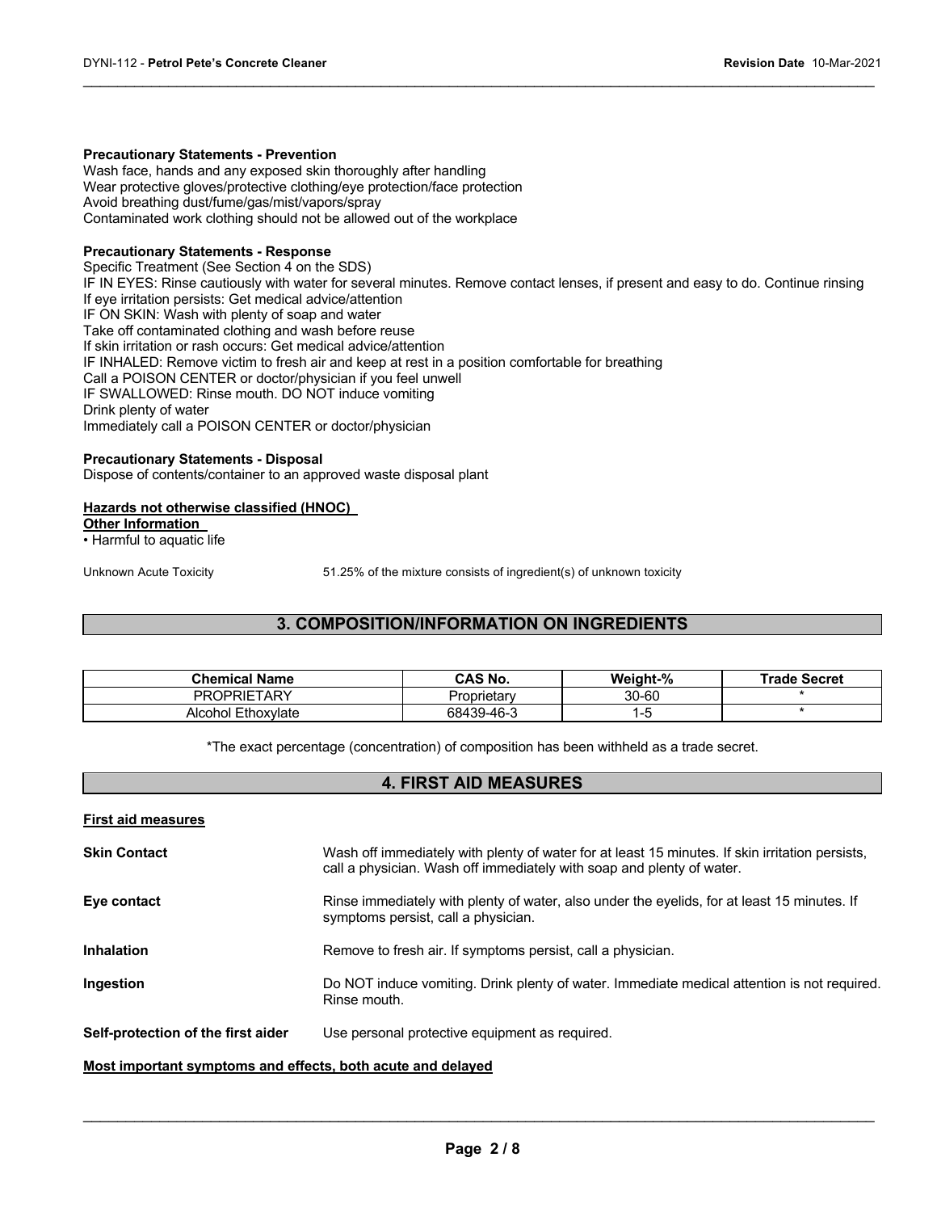**Precautionary Statements - Prevention**

Wash face, hands and any exposed skin thoroughly after handling
Wear protective gloves/protective clothing/eye protection/face protection
Avoid breathing dust/fume/gas/mist/vapors/spray
Contaminated work clothing should not be allowed out of the workplace

**Precautionary Statements - Response**

Specific Treatment (See Section 4 on the SDS)
IF IN EYES: Rinse cautiously with water for several minutes. Remove contact lenses, if present and easy to do. Continue rinsing
If eye irritation persists: Get medical advice/attention
IF ON SKIN: Wash with plenty of soap and water
Take off contaminated clothing and wash before reuse
If skin irritation or rash occurs: Get medical advice/attention
IF INHALED: Remove victim to fresh air and keep at rest in a position comfortable for breathing
Call a POISON CENTER or doctor/physician if you feel unwell
IF SWALLOWED: Rinse mouth. DO NOT induce vomiting
Drink plenty of water
Immediately call a POISON CENTER or doctor/physician

**Precautionary Statements - Disposal**

Dispose of contents/container to an approved waste disposal plant

**Hazards not otherwise classified (HNOC)**

**Other Information**

• Harmful to aquatic life

Unknown Acute Toxicity: 51.25% of the mixture consists of ingredient(s) of unknown toxicity

## 3. COMPOSITION/INFORMATION ON INGREDIENTS

| Chemical Name | CAS No. | Weight-% | Trade Secret |
|---|---|---|---|
| PROPRIETARY | Proprietary | 30-60 | * |
| Alcohol Ethoxylate | 68439-46-3 | 1-5 | * |

*The exact percentage (concentration) of composition has been withheld as a trade secret.

## 4. FIRST AID MEASURES

**First aid measures**

**Skin Contact**: Wash off immediately with plenty of water for at least 15 minutes. If skin irritation persists, call a physician. Wash off immediately with soap and plenty of water.

**Eye contact**: Rinse immediately with plenty of water, also under the eyelids, for at least 15 minutes. If symptoms persist, call a physician.

**Inhalation**: Remove to fresh air. If symptoms persist, call a physician.

**Ingestion**: Do NOT induce vomiting. Drink plenty of water. Immediate medical attention is not required. Rinse mouth.

**Self-protection of the first aider**: Use personal protective equipment as required.

**Most important symptoms and effects, both acute and delayed**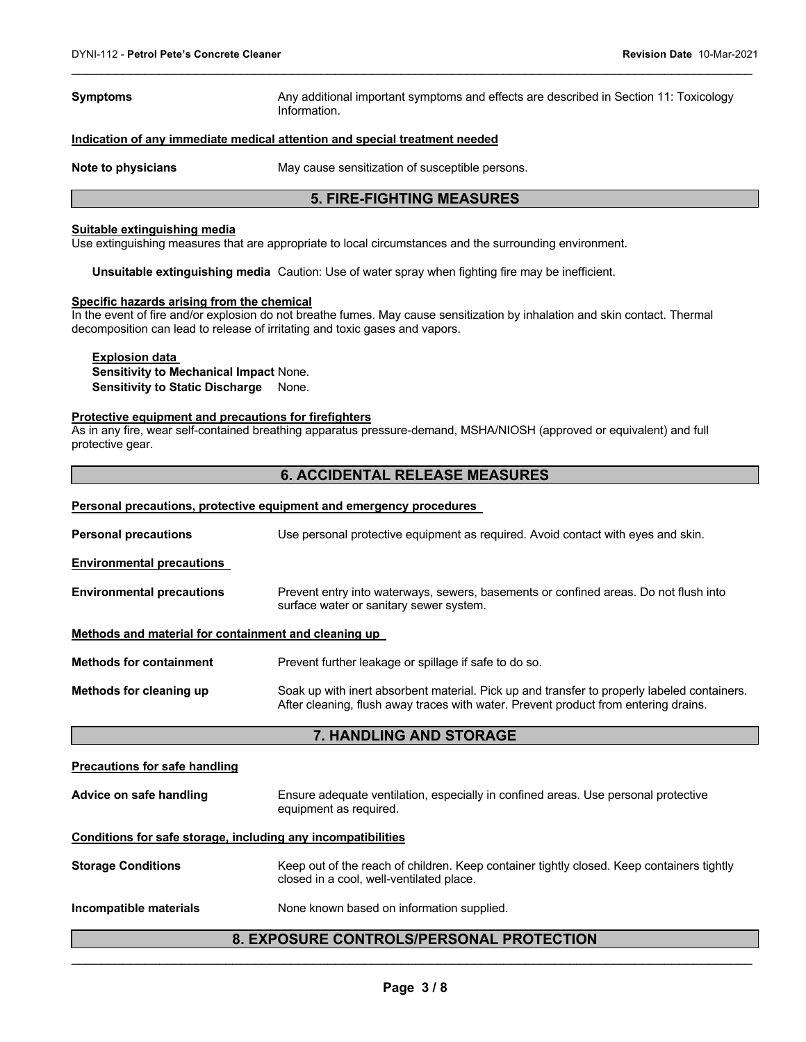**Symptoms** Any additional important symptoms and effects are described in Section 11: Toxicology Information.

**Indication of any immediate medical attention and special treatment needed**

**Note to physicians** May cause sensitization of susceptible persons.

## 5. FIRE-FIGHTING MEASURES

**Suitable extinguishing media**

Use extinguishing measures that are appropriate to local circumstances and the surrounding environment.

**Unsuitable extinguishing media** Caution: Use of water spray when fighting fire may be inefficient.

**Specific hazards arising from the chemical**

In the event of fire and/or explosion do not breathe fumes. May cause sensitization by inhalation and skin contact. Thermal decomposition can lead to release of irritating and toxic gases and vapors.

**Explosion data**

**Sensitivity to Mechanical Impact** None.

**Sensitivity to Static Discharge** None.

**Protective equipment and precautions for firefighters**

As in any fire, wear self-contained breathing apparatus pressure-demand, MSHA/NIOSH (approved or equivalent) and full protective gear.

## 6. ACCIDENTAL RELEASE MEASURES

**Personal precautions, protective equipment and emergency procedures**

**Personal precautions** Use personal protective equipment as required. Avoid contact with eyes and skin.

**Environmental precautions**

**Environmental precautions** Prevent entry into waterways, sewers, basements or confined areas. Do not flush into surface water or sanitary sewer system.

**Methods and material for containment and cleaning up**

**Methods for containment** Prevent further leakage or spillage if safe to do so.

**Methods for cleaning up** Soak up with inert absorbent material. Pick up and transfer to properly labeled containers. After cleaning, flush away traces with water. Prevent product from entering drains.

## 7. HANDLING AND STORAGE

**Precautions for safe handling**

**Advice on safe handling** Ensure adequate ventilation, especially in confined areas. Use personal protective equipment as required.

**Conditions for safe storage, including any incompatibilities**

**Storage Conditions** Keep out of the reach of children. Keep container tightly closed. Keep containers tightly closed in a cool, well-ventilated place.

**Incompatible materials** None known based on information supplied.

## 8. EXPOSURE CONTROLS/PERSONAL PROTECTION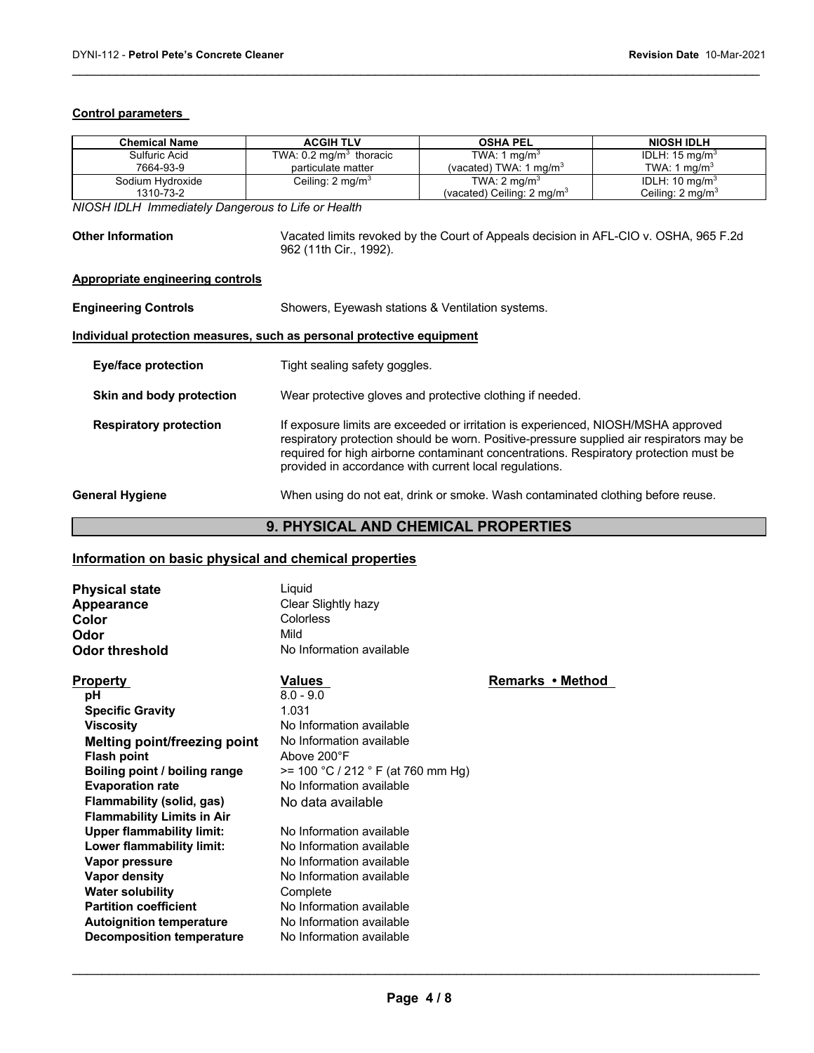**Control parameters**

| Chemical Name | ACGIH TLV | OSHA PEL | NIOSH IDLH |
|---|---|---|---|
| Sulfuric Acid<br>7664-93-9 | TWA: 0.2 mg/m$^3$ thoracic particulate matter | TWA: 1 mg/m$^3$<br>(vacated) TWA: 1 mg/m$^3$ | IDLH: 15 mg/m$^3$<br>TWA: 1 mg/m$^3$ |
| Sodium Hydroxide<br>1310-73-2 | Ceiling: 2 mg/m$^3$ | TWA: 2 mg/m$^3$<br>(vacated) Ceiling: 2 mg/m$^3$ | IDLH: 10 mg/m$^3$<br>Ceiling: 2 mg/m$^3$ |

*NIOSH IDLH Immediately Dangerous to Life or Health*

**Other Information** Vacated limits revoked by the Court of Appeals decision in AFL-CIO v. OSHA, 965 F.2d 962 (11th Cir., 1992).

**Appropriate engineering controls**

**Engineering Controls** Showers, Eyewash stations & Ventilation systems.

**Individual protection measures, such as personal protective equipment**

**Eye/face protection** Tight sealing safety goggles.

**Skin and body protection** Wear protective gloves and protective clothing if needed.

**Respiratory protection** If exposure limits are exceeded or irritation is experienced, NIOSH/MSHA approved respiratory protection should be worn. Positive-pressure supplied air respirators may be required for high airborne contaminant concentrations. Respiratory protection must be provided in accordance with current local regulations.

**General Hygiene** When using do not eat, drink or smoke. Wash contaminated clothing before reuse.

## 9. PHYSICAL AND CHEMICAL PROPERTIES

**Information on basic physical and chemical properties**

**Physical state** Liquid
**Appearance** Clear Slightly hazy
**Color** Colorless
**Odor** Mild
**Odor threshold** No Information available

| Property | Values | Remarks • Method |
|---|---|---|
| pH | 8.0 - 9.0 | |
| Specific Gravity | 1.031 | |
| Viscosity | No Information available | |
| Melting point/freezing point | No Information available | |
| Flash point | Above 200°F | |
| Boiling point / boiling range | >= 100 °C / 212 ° F (at 760 mm Hg) | |
| Evaporation rate | No Information available | |
| Flammability (solid, gas) | No data available | |
| Flammability Limits in Air | | |
| Upper flammability limit: | No Information available | |
| Lower flammability limit: | No Information available | |
| Vapor pressure | No Information available | |
| Vapor density | No Information available | |
| Water solubility | Complete | |
| Partition coefficient | No Information available | |
| Autoignition temperature | No Information available | |
| Decomposition temperature | No Information available | |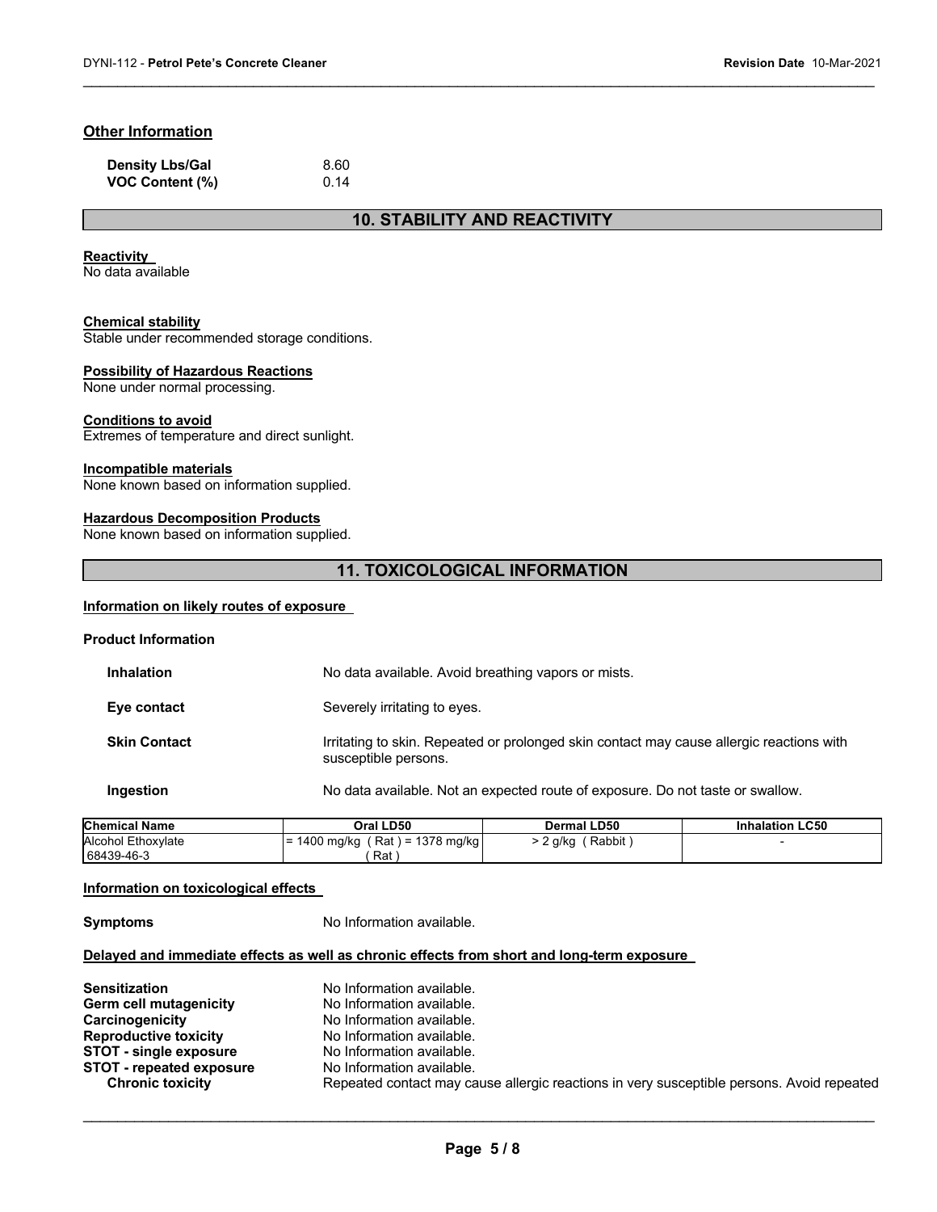### Other Information

| | |
|---|---|
| **Density Lbs/Gal** | 8.60 |
| **VOC Content (%)** | 0.14 |

## 10. STABILITY AND REACTIVITY

**Reactivity**
No data available

**Chemical stability**
Stable under recommended storage conditions.

**Possibility of Hazardous Reactions**
None under normal processing.

**Conditions to avoid**
Extremes of temperature and direct sunlight.

**Incompatible materials**
None known based on information supplied.

**Hazardous Decomposition Products**
None known based on information supplied.

## 11. TOXICOLOGICAL INFORMATION

**Information on likely routes of exposure**

**Product Information**

| | |
|---|---|
| **Inhalation** | No data available. Avoid breathing vapors or mists. |
| **Eye contact** | Severely irritating to eyes. |
| **Skin Contact** | Irritating to skin. Repeated or prolonged skin contact may cause allergic reactions with susceptible persons. |
| **Ingestion** | No data available. Not an expected route of exposure. Do not taste or swallow. |

| Chemical Name | Oral LD50 | Dermal LD50 | Inhalation LC50 |
|---|---|---|---|
| Alcohol Ethoxylate 68439-46-3 | = 1400 mg/kg ( Rat ) = 1378 mg/kg ( Rat ) | > 2 g/kg ( Rabbit ) | - |

**Information on toxicological effects**

**Symptoms** No Information available.

**Delayed and immediate effects as well as chronic effects from short and long-term exposure**

| | |
|---|---|
| **Sensitization** | No Information available. |
| **Germ cell mutagenicity** | No Information available. |
| **Carcinogenicity** | No Information available. |
| **Reproductive toxicity** | No Information available. |
| **STOT - single exposure** | No Information available. |
| **STOT - repeated exposure** | No Information available. |
| **Chronic toxicity** | Repeated contact may cause allergic reactions in very susceptible persons. Avoid repeated |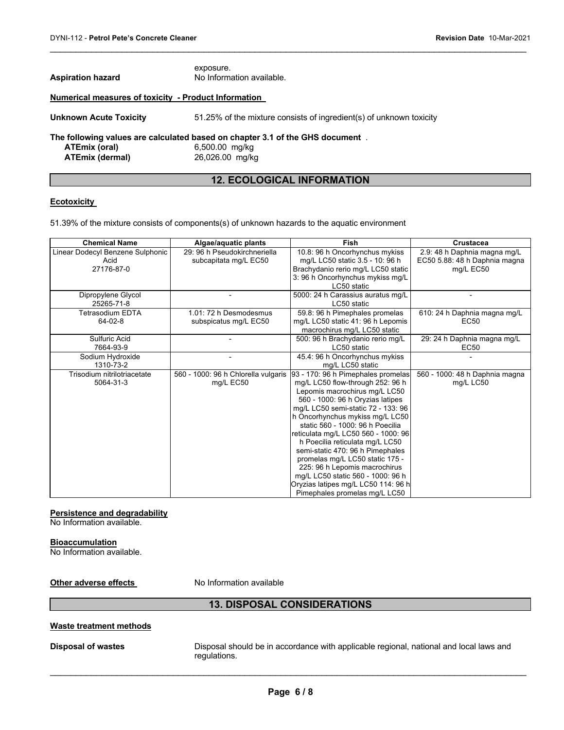exposure.

**Aspiration hazard** No Information available.

**Numerical measures of toxicity - Product Information**

**Unknown Acute Toxicity** 51.25% of the mixture consists of ingredient(s) of unknown toxicity

**The following values are calculated based on chapter 3.1 of the GHS document** .

| | |
|---|---|
| **ATEmix (oral)** | 6,500.00 mg/kg |
| **ATEmix (dermal)** | 26,026.00 mg/kg |

## 12. ECOLOGICAL INFORMATION

**Ecotoxicity**

51.39% of the mixture consists of components(s) of unknown hazards to the aquatic environment

| Chemical Name | Algae/aquatic plants | Fish | Crustacea |
|---|---|---|---|
| Linear Dodecyl Benzene Sulphonic Acid 27176-87-0 | 29: 96 h Pseudokirchneriella subcapitata mg/L EC50 | 10.8: 96 h Oncorhynchus mykiss mg/L LC50 static 3.5 - 10: 96 h Brachydanio rerio mg/L LC50 static 3: 96 h Oncorhynchus mykiss mg/L LC50 static | 2.9: 48 h Daphnia magna mg/L EC50 5.88: 48 h Daphnia magna mg/L EC50 |
| Dipropylene Glycol 25265-71-8 | - | 5000: 24 h Carassius auratus mg/L LC50 static | - |
| Tetrasodium EDTA 64-02-8 | 1.01: 72 h Desmodesmus subspicatus mg/L EC50 | 59.8: 96 h Pimephales promelas mg/L LC50 static 41: 96 h Lepomis macrochirus mg/L LC50 static | 610: 24 h Daphnia magna mg/L EC50 |
| Sulfuric Acid 7664-93-9 | - | 500: 96 h Brachydanio rerio mg/L LC50 static | 29: 24 h Daphnia magna mg/L EC50 |
| Sodium Hydroxide 1310-73-2 | - | 45.4: 96 h Oncorhynchus mykiss mg/L LC50 static | - |
| Trisodium nitrilotriacetate 5064-31-3 | 560 - 1000: 96 h Chlorella vulgaris mg/L EC50 | 93 - 170: 96 h Pimephales promelas mg/L LC50 flow-through 252: 96 h Lepomis macrochirus mg/L LC50 560 - 1000: 96 h Oryzias latipes mg/L LC50 semi-static 72 - 133: 96 h Oncorhynchus mykiss mg/L LC50 static 560 - 1000: 96 h Poecilia reticulata mg/L LC50 560 - 1000: 96 h Poecilia reticulata mg/L LC50 semi-static 470: 96 h Pimephales promelas mg/L LC50 static 175 - 225: 96 h Lepomis macrochirus mg/L LC50 static 560 - 1000: 96 h Oryzias latipes mg/L LC50 114: 96 h Pimephales promelas mg/L LC50 | 560 - 1000: 48 h Daphnia magna mg/L LC50 |

**Persistence and degradability**

No Information available.

**Bioaccumulation**

No Information available.

**Other adverse effects** No Information available

## 13. DISPOSAL CONSIDERATIONS

**Waste treatment methods**

**Disposal of wastes** Disposal should be in accordance with applicable regional, national and local laws and regulations.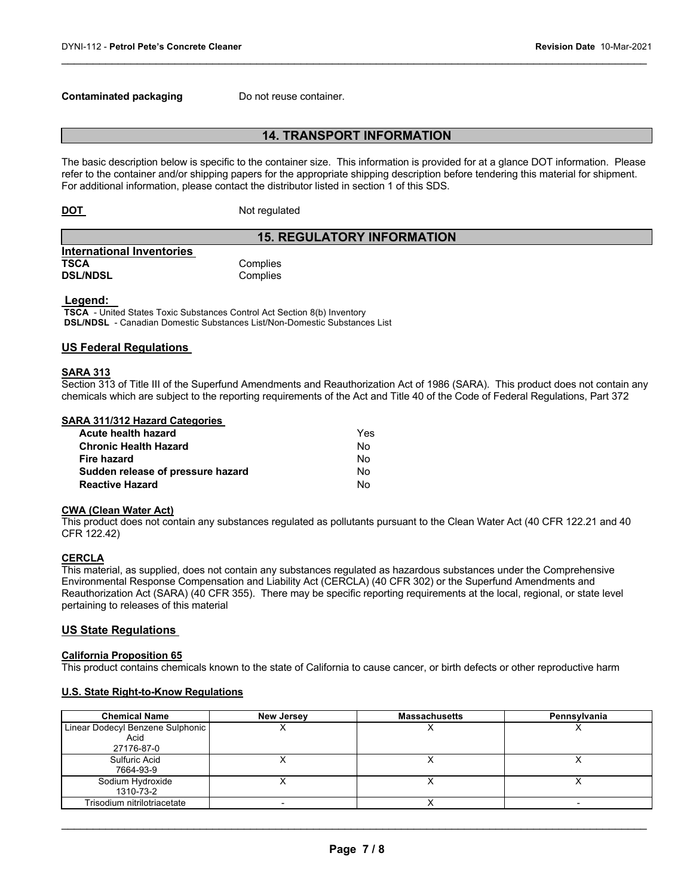**Contaminated packaging** Do not reuse container.

## 14. TRANSPORT INFORMATION

The basic description below is specific to the container size. This information is provided for at a glance DOT information. Please refer to the container and/or shipping papers for the appropriate shipping description before tendering this material for shipment. For additional information, please contact the distributor listed in section 1 of this SDS.

**DOT** Not regulated

## 15. REGULATORY INFORMATION

**International Inventories**

| | |
|---|---|
| **TSCA** | Complies |
| **DSL/NDSL** | Complies |

**Legend:**

**TSCA** - United States Toxic Substances Control Act Section 8(b) Inventory
**DSL/NDSL** - Canadian Domestic Substances List/Non-Domestic Substances List

### US Federal Regulations

**SARA 313**

Section 313 of Title III of the Superfund Amendments and Reauthorization Act of 1986 (SARA). This product does not contain any chemicals which are subject to the reporting requirements of the Act and Title 40 of the Code of Federal Regulations, Part 372

**SARA 311/312 Hazard Categories**

| | |
|---|---|
| **Acute health hazard** | Yes |
| **Chronic Health Hazard** | No |
| **Fire hazard** | No |
| **Sudden release of pressure hazard** | No |
| **Reactive Hazard** | No |

**CWA (Clean Water Act)**

This product does not contain any substances regulated as pollutants pursuant to the Clean Water Act (40 CFR 122.21 and 40 CFR 122.42)

**CERCLA**

This material, as supplied, does not contain any substances regulated as hazardous substances under the Comprehensive Environmental Response Compensation and Liability Act (CERCLA) (40 CFR 302) or the Superfund Amendments and Reauthorization Act (SARA) (40 CFR 355). There may be specific reporting requirements at the local, regional, or state level pertaining to releases of this material

### US State Regulations

**California Proposition 65**

This product contains chemicals known to the state of California to cause cancer, or birth defects or other reproductive harm

**U.S. State Right-to-Know Regulations**

| Chemical Name | New Jersey | Massachusetts | Pennsylvania |
|---|---|---|---|
| Linear Dodecyl Benzene Sulphonic Acid 27176-87-0 | X | X | X |
| Sulfuric Acid 7664-93-9 | X | X | X |
| Sodium Hydroxide 1310-73-2 | X | X | X |
| Trisodium nitrilotriacetate | - | X | - |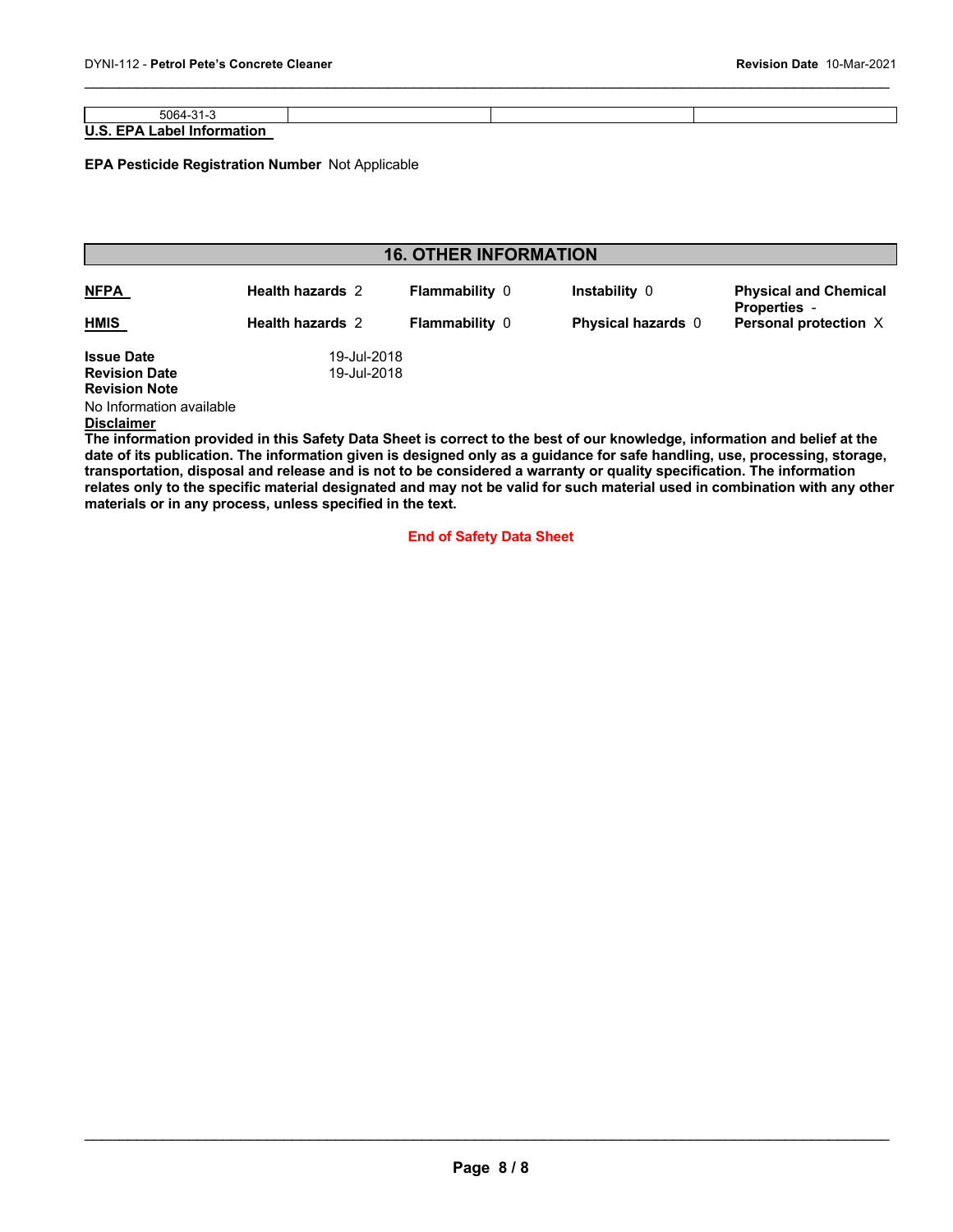| | | | |
|---|---|---|---|
| 5064-31-3 | | | |

**U.S. EPA Label Information**

**EPA Pesticide Registration Number** Not Applicable

## 16. OTHER INFORMATION

| | | | | |
|---|---|---|---|---|
| **NFPA** | **Health hazards** 2 | **Flammability** 0 | **Instability** 0 | **Physical and Chemical Properties** - |
| **HMIS** | **Health hazards** 2 | **Flammability** 0 | **Physical hazards** 0 | **Personal protection** X |

**Issue Date** 19-Jul-2018
**Revision Date** 19-Jul-2018
**Revision Note**
No Information available

**Disclaimer**

**The information provided in this Safety Data Sheet is correct to the best of our knowledge, information and belief at the date of its publication. The information given is designed only as a guidance for safe handling, use, processing, storage, transportation, disposal and release and is not to be considered a warranty or quality specification. The information relates only to the specific material designated and may not be valid for such material used in combination with any other materials or in any process, unless specified in the text.**

**End of Safety Data Sheet**